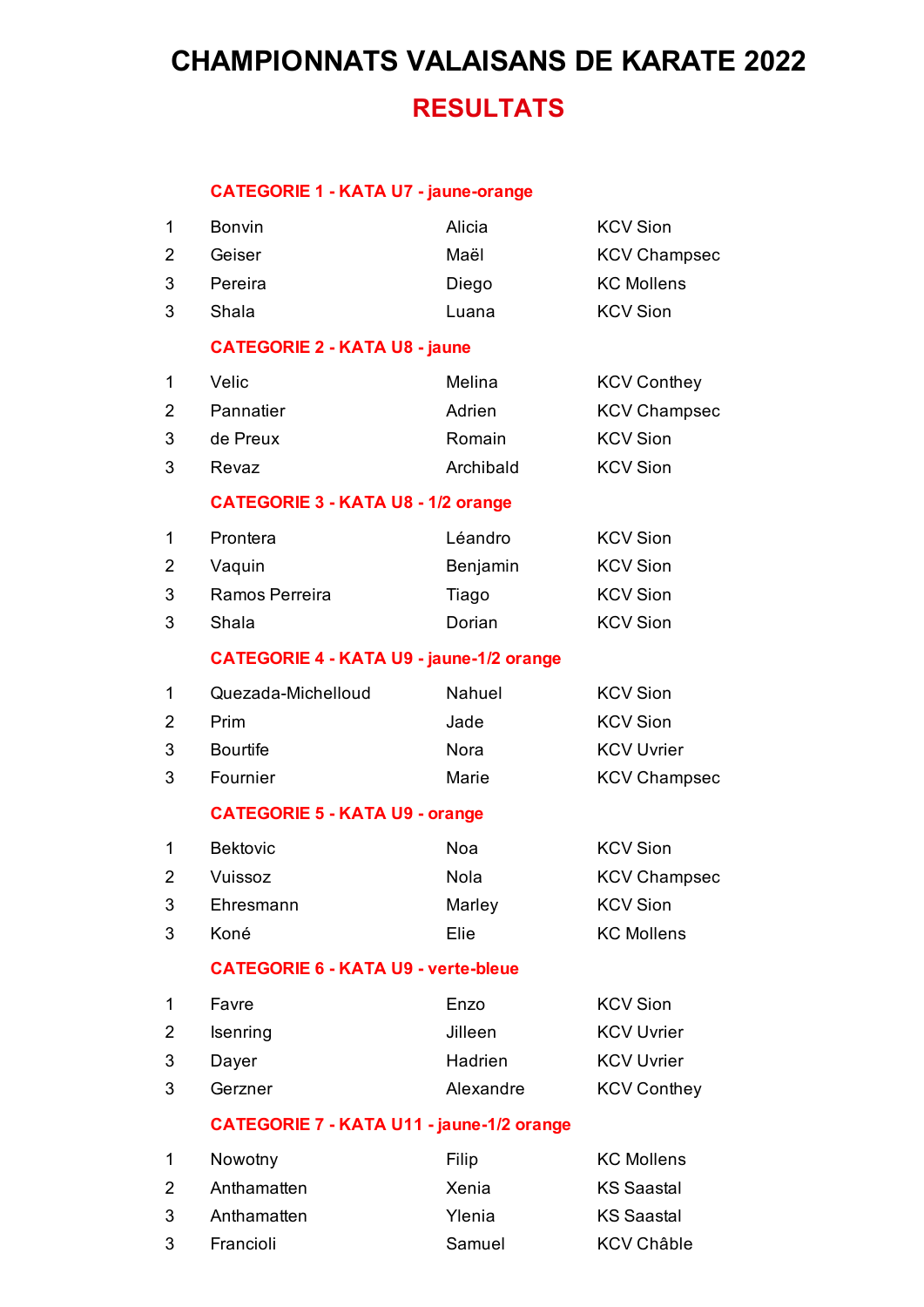# CHAMPIONNATS VALAISANS DE KARATE 2022

## RESULTATS

### CATEGORIE 1 - KATA U7 - jaune-orange

| | | | |
|---|---|---|---|
| 1 | Bonvin | Alicia | KCV Sion |
| 2 | Geiser | Maël | KCV Champsec |
| 3 | Pereira | Diego | KC Mollens |
| 3 | Shala | Luana | KCV Sion |

### CATEGORIE 2 - KATA U8 - jaune

| | | | |
|---|---|---|---|
| 1 | Velic | Melina | KCV Conthey |
| 2 | Pannatier | Adrien | KCV Champsec |
| 3 | de Preux | Romain | KCV Sion |
| 3 | Revaz | Archibald | KCV Sion |

### CATEGORIE 3 - KATA U8 - 1/2 orange

| | | | |
|---|---|---|---|
| 1 | Prontera | Léandro | KCV Sion |
| 2 | Vaquin | Benjamin | KCV Sion |
| 3 | Ramos Perreira | Tiago | KCV Sion |
| 3 | Shala | Dorian | KCV Sion |

### CATEGORIE 4 - KATA U9 - jaune-1/2 orange

| | | | |
|---|---|---|---|
| 1 | Quezada-Michelloud | Nahuel | KCV Sion |
| 2 | Prim | Jade | KCV Sion |
| 3 | Bourtife | Nora | KCV Uvrier |
| 3 | Fournier | Marie | KCV Champsec |

### CATEGORIE 5 - KATA U9 - orange

| | | | |
|---|---|---|---|
| 1 | Bektovic | Noa | KCV Sion |
| 2 | Vuissoz | Nola | KCV Champsec |
| 3 | Ehresmann | Marley | KCV Sion |
| 3 | Koné | Elie | KC Mollens |

### CATEGORIE 6 - KATA U9 - verte-bleue

| | | | |
|---|---|---|---|
| 1 | Favre | Enzo | KCV Sion |
| 2 | Isenring | Jilleen | KCV Uvrier |
| 3 | Dayer | Hadrien | KCV Uvrier |
| 3 | Gerzner | Alexandre | KCV Conthey |

### CATEGORIE 7 - KATA U11 - jaune-1/2 orange

| | | | |
|---|---|---|---|
| 1 | Nowotny | Filip | KC Mollens |
| 2 | Anthamatten | Xenia | KS Saastal |
| 3 | Anthamatten | Ylenia | KS Saastal |
| 3 | Francioli | Samuel | KCV Châble |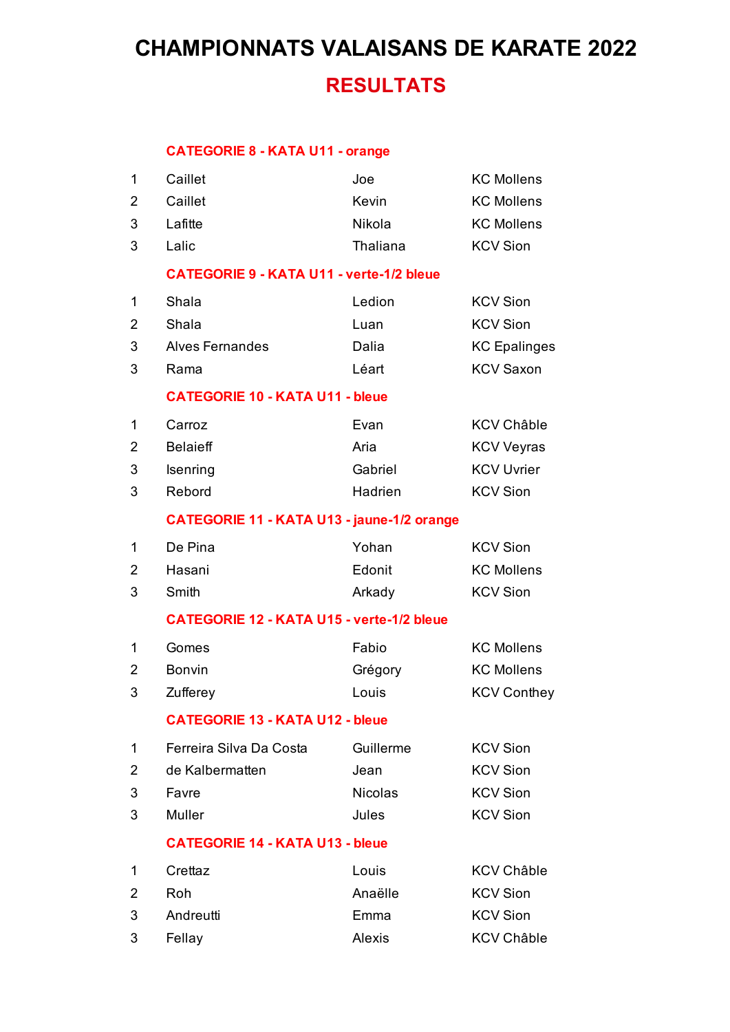# CHAMPIONNATS VALAISANS DE KARATE 2022

## RESULTATS

### CATEGORIE 8 - KATA U11 - orange

| | | | |
|---|---|---|---|
| 1 | Caillet | Joe | KC Mollens |
| 2 | Caillet | Kevin | KC Mollens |
| 3 | Lafitte | Nikola | KC Mollens |
| 3 | Lalic | Thaliana | KCV Sion |

### CATEGORIE 9 - KATA U11 - verte-1/2 bleue

| | | | |
|---|---|---|---|
| 1 | Shala | Ledion | KCV Sion |
| 2 | Shala | Luan | KCV Sion |
| 3 | Alves Fernandes | Dalia | KC Epalinges |
| 3 | Rama | Léart | KCV Saxon |

### CATEGORIE 10 - KATA U11 - bleue

| | | | |
|---|---|---|---|
| 1 | Carroz | Evan | KCV Châble |
| 2 | Belaieff | Aria | KCV Veyras |
| 3 | Isenring | Gabriel | KCV Uvrier |
| 3 | Rebord | Hadrien | KCV Sion |

### CATEGORIE 11 - KATA U13 - jaune-1/2 orange

| | | | |
|---|---|---|---|
| 1 | De Pina | Yohan | KCV Sion |
| 2 | Hasani | Edonit | KC Mollens |
| 3 | Smith | Arkady | KCV Sion |

### CATEGORIE 12 - KATA U15 - verte-1/2 bleue

| | | | |
|---|---|---|---|
| 1 | Gomes | Fabio | KC Mollens |
| 2 | Bonvin | Grégory | KC Mollens |
| 3 | Zufferey | Louis | KCV Conthey |

### CATEGORIE 13 - KATA U12 - bleue

| | | | |
|---|---|---|---|
| 1 | Ferreira Silva Da Costa | Guillerme | KCV Sion |
| 2 | de Kalbermatten | Jean | KCV Sion |
| 3 | Favre | Nicolas | KCV Sion |
| 3 | Muller | Jules | KCV Sion |

### CATEGORIE 14 - KATA U13 - bleue

| | | | |
|---|---|---|---|
| 1 | Crettaz | Louis | KCV Châble |
| 2 | Roh | Anaëlle | KCV Sion |
| 3 | Andreutti | Emma | KCV Sion |
| 3 | Fellay | Alexis | KCV Châble |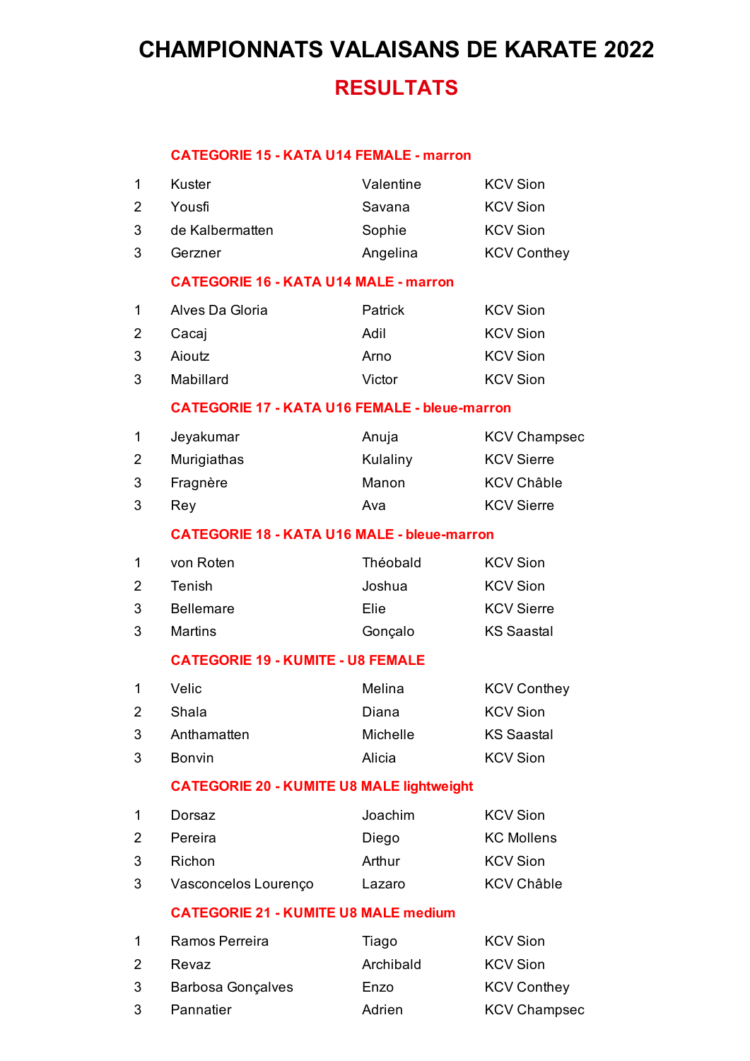# CHAMPIONNATS VALAISANS DE KARATE 2022

## RESULTATS

### CATEGORIE 15 - KATA U14 FEMALE - marron

| | | | |
|---|---|---|---|
| 1 | Kuster | Valentine | KCV Sion |
| 2 | Yousfi | Savana | KCV Sion |
| 3 | de Kalbermatten | Sophie | KCV Sion |
| 3 | Gerzner | Angelina | KCV Conthey |

### CATEGORIE 16 - KATA U14 MALE - marron

| | | | |
|---|---|---|---|
| 1 | Alves Da Gloria | Patrick | KCV Sion |
| 2 | Cacaj | Adil | KCV Sion |
| 3 | Aioutz | Arno | KCV Sion |
| 3 | Mabillard | Victor | KCV Sion |

### CATEGORIE 17 - KATA U16 FEMALE - bleue-marron

| | | | |
|---|---|---|---|
| 1 | Jeyakumar | Anuja | KCV Champsec |
| 2 | Murigiathas | Kulaliny | KCV Sierre |
| 3 | Fragnère | Manon | KCV Châble |
| 3 | Rey | Ava | KCV Sierre |

### CATEGORIE 18 - KATA U16 MALE - bleue-marron

| | | | |
|---|---|---|---|
| 1 | von Roten | Théobald | KCV Sion |
| 2 | Tenish | Joshua | KCV Sion |
| 3 | Bellemare | Elie | KCV Sierre |
| 3 | Martins | Gonçalo | KS Saastal |

### CATEGORIE 19 - KUMITE - U8 FEMALE

| | | | |
|---|---|---|---|
| 1 | Velic | Melina | KCV Conthey |
| 2 | Shala | Diana | KCV Sion |
| 3 | Anthamatten | Michelle | KS Saastal |
| 3 | Bonvin | Alicia | KCV Sion |

### CATEGORIE 20 - KUMITE U8 MALE lightweight

| | | | |
|---|---|---|---|
| 1 | Dorsaz | Joachim | KCV Sion |
| 2 | Pereira | Diego | KC Mollens |
| 3 | Richon | Arthur | KCV Sion |
| 3 | Vasconcelos Lourenço | Lazaro | KCV Châble |

### CATEGORIE 21 - KUMITE U8 MALE medium

| | | | |
|---|---|---|---|
| 1 | Ramos Perreira | Tiago | KCV Sion |
| 2 | Revaz | Archibald | KCV Sion |
| 3 | Barbosa Gonçalves | Enzo | KCV Conthey |
| 3 | Pannatier | Adrien | KCV Champsec |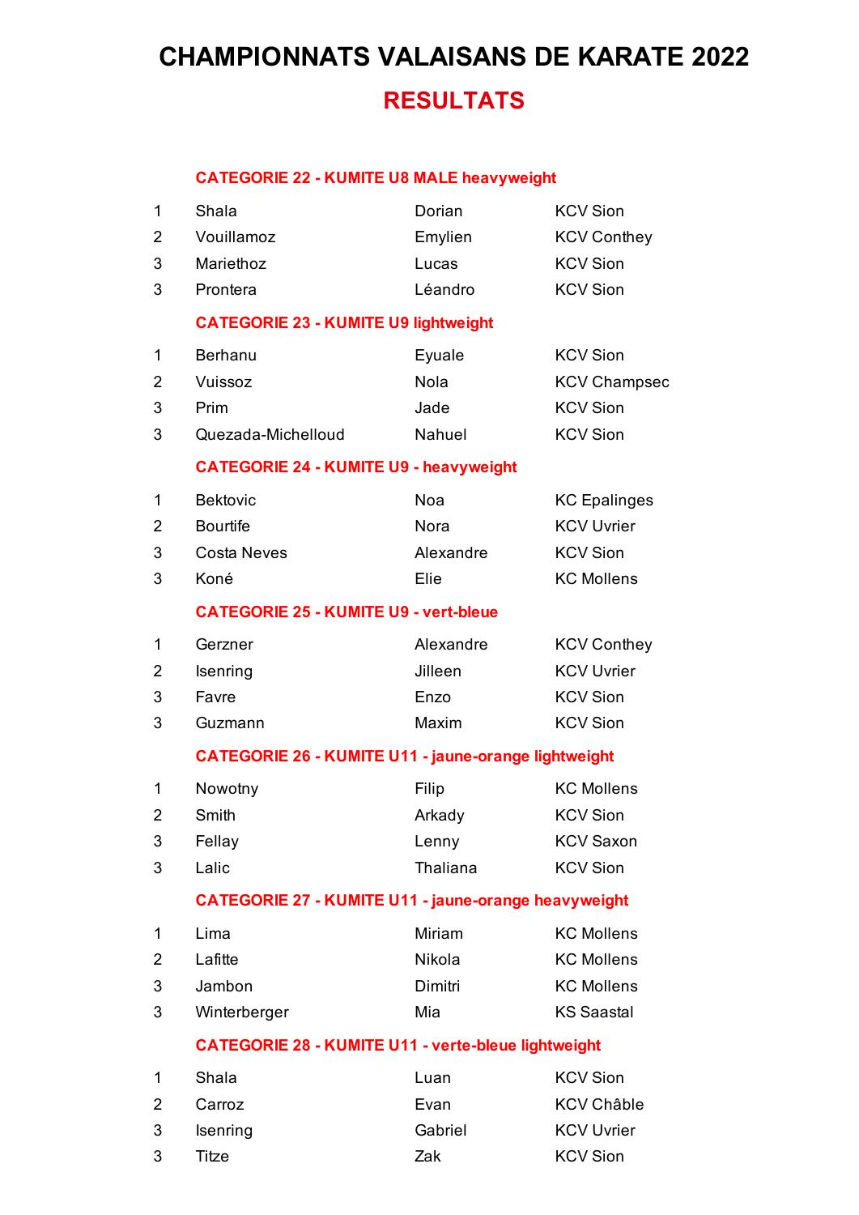# CHAMPIONNATS VALAISANS DE KARATE 2022

## RESULTATS

### CATEGORIE 22 - KUMITE U8 MALE heavyweight

| | | | |
|---|---|---|---|
| 1 | Shala | Dorian | KCV Sion |
| 2 | Vouillamoz | Emylien | KCV Conthey |
| 3 | Mariethoz | Lucas | KCV Sion |
| 3 | Prontera | Léandro | KCV Sion |

### CATEGORIE 23 - KUMITE U9 lightweight

| | | | |
|---|---|---|---|
| 1 | Berhanu | Eyuale | KCV Sion |
| 2 | Vuissoz | Nola | KCV Champsec |
| 3 | Prim | Jade | KCV Sion |
| 3 | Quezada-Michelloud | Nahuel | KCV Sion |

### CATEGORIE 24 - KUMITE U9 - heavyweight

| | | | |
|---|---|---|---|
| 1 | Bektovic | Noa | KC Epalinges |
| 2 | Bourtife | Nora | KCV Uvrier |
| 3 | Costa Neves | Alexandre | KCV Sion |
| 3 | Koné | Elie | KC Mollens |

### CATEGORIE 25 - KUMITE U9 - vert-bleue

| | | | |
|---|---|---|---|
| 1 | Gerzner | Alexandre | KCV Conthey |
| 2 | Isenring | Jilleen | KCV Uvrier |
| 3 | Favre | Enzo | KCV Sion |
| 3 | Guzmann | Maxim | KCV Sion |

### CATEGORIE 26 - KUMITE U11 - jaune-orange lightweight

| | | | |
|---|---|---|---|
| 1 | Nowotny | Filip | KC Mollens |
| 2 | Smith | Arkady | KCV Sion |
| 3 | Fellay | Lenny | KCV Saxon |
| 3 | Lalic | Thaliana | KCV Sion |

### CATEGORIE 27 - KUMITE U11 - jaune-orange heavyweight

| | | | |
|---|---|---|---|
| 1 | Lima | Miriam | KC Mollens |
| 2 | Lafitte | Nikola | KC Mollens |
| 3 | Jambon | Dimitri | KC Mollens |
| 3 | Winterberger | Mia | KS Saastal |

### CATEGORIE 28 - KUMITE U11 - verte-bleue lightweight

| | | | |
|---|---|---|---|
| 1 | Shala | Luan | KCV Sion |
| 2 | Carroz | Evan | KCV Châble |
| 3 | Isenring | Gabriel | KCV Uvrier |
| 3 | Titze | Zak | KCV Sion |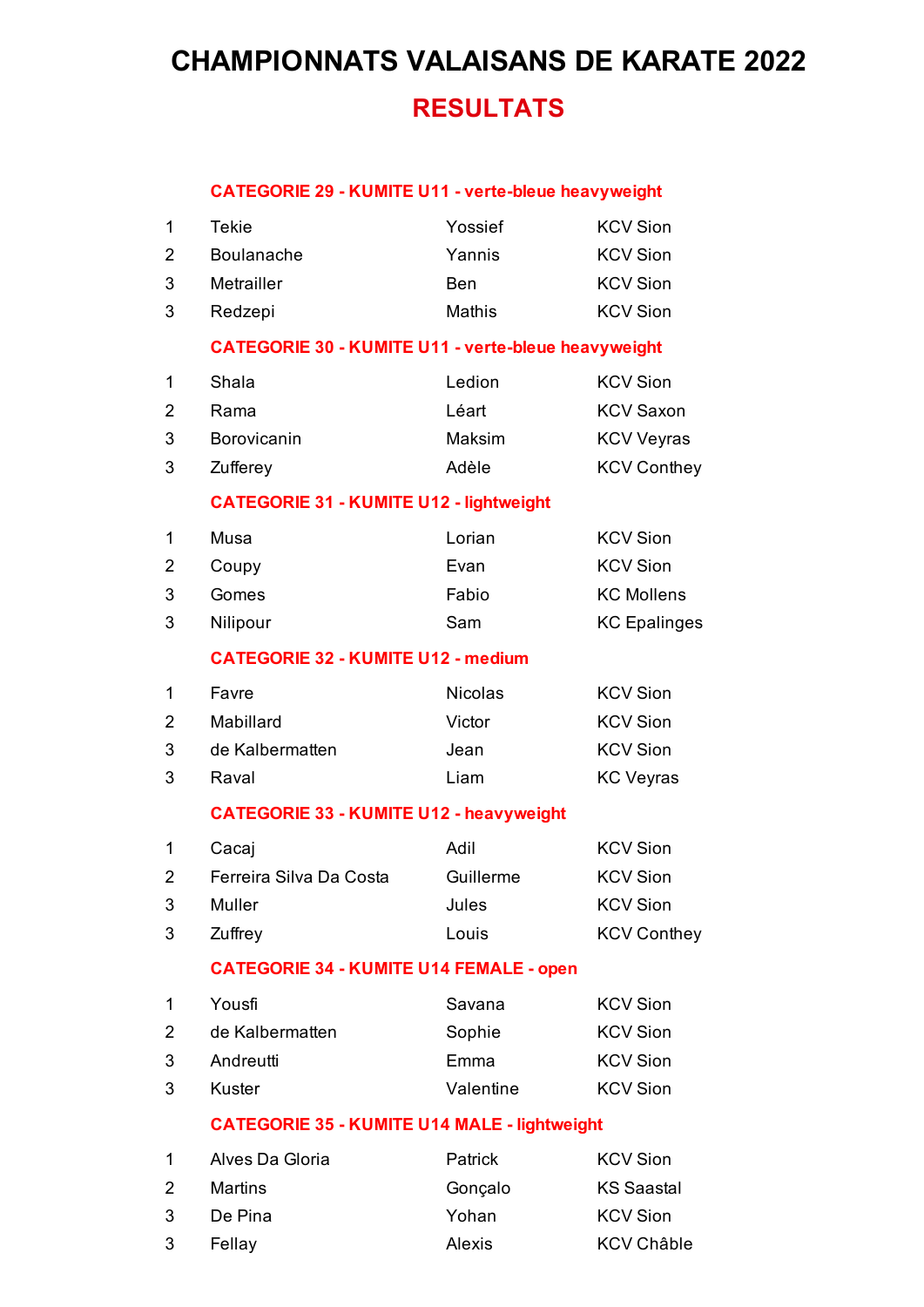# CHAMPIONNATS VALAISANS DE KARATE 2022

## RESULTATS

### CATEGORIE 29 - KUMITE U11 - verte-bleue heavyweight

| | | | |
|---|---|---|---|
| 1 | Tekie | Yossief | KCV Sion |
| 2 | Boulanache | Yannis | KCV Sion |
| 3 | Metrailler | Ben | KCV Sion |
| 3 | Redzepi | Mathis | KCV Sion |

### CATEGORIE 30 - KUMITE U11 - verte-bleue heavyweight

| | | | |
|---|---|---|---|
| 1 | Shala | Ledion | KCV Sion |
| 2 | Rama | Léart | KCV Saxon |
| 3 | Borovicanin | Maksim | KCV Veyras |
| 3 | Zufferey | Adèle | KCV Conthey |

### CATEGORIE 31 - KUMITE U12 - lightweight

| | | | |
|---|---|---|---|
| 1 | Musa | Lorian | KCV Sion |
| 2 | Coupy | Evan | KCV Sion |
| 3 | Gomes | Fabio | KC Mollens |
| 3 | Nilipour | Sam | KC Epalinges |

### CATEGORIE 32 - KUMITE U12 - medium

| | | | |
|---|---|---|---|
| 1 | Favre | Nicolas | KCV Sion |
| 2 | Mabillard | Victor | KCV Sion |
| 3 | de Kalbermatten | Jean | KCV Sion |
| 3 | Raval | Liam | KC Veyras |

### CATEGORIE 33 - KUMITE U12 - heavyweight

| | | | |
|---|---|---|---|
| 1 | Cacaj | Adil | KCV Sion |
| 2 | Ferreira Silva Da Costa | Guillerme | KCV Sion |
| 3 | Muller | Jules | KCV Sion |
| 3 | Zuffrey | Louis | KCV Conthey |

### CATEGORIE 34 - KUMITE U14 FEMALE - open

| | | | |
|---|---|---|---|
| 1 | Yousfi | Savana | KCV Sion |
| 2 | de Kalbermatten | Sophie | KCV Sion |
| 3 | Andreutti | Emma | KCV Sion |
| 3 | Kuster | Valentine | KCV Sion |

### CATEGORIE 35 - KUMITE U14 MALE - lightweight

| | | | |
|---|---|---|---|
| 1 | Alves Da Gloria | Patrick | KCV Sion |
| 2 | Martins | Gonçalo | KS Saastal |
| 3 | De Pina | Yohan | KCV Sion |
| 3 | Fellay | Alexis | KCV Châble |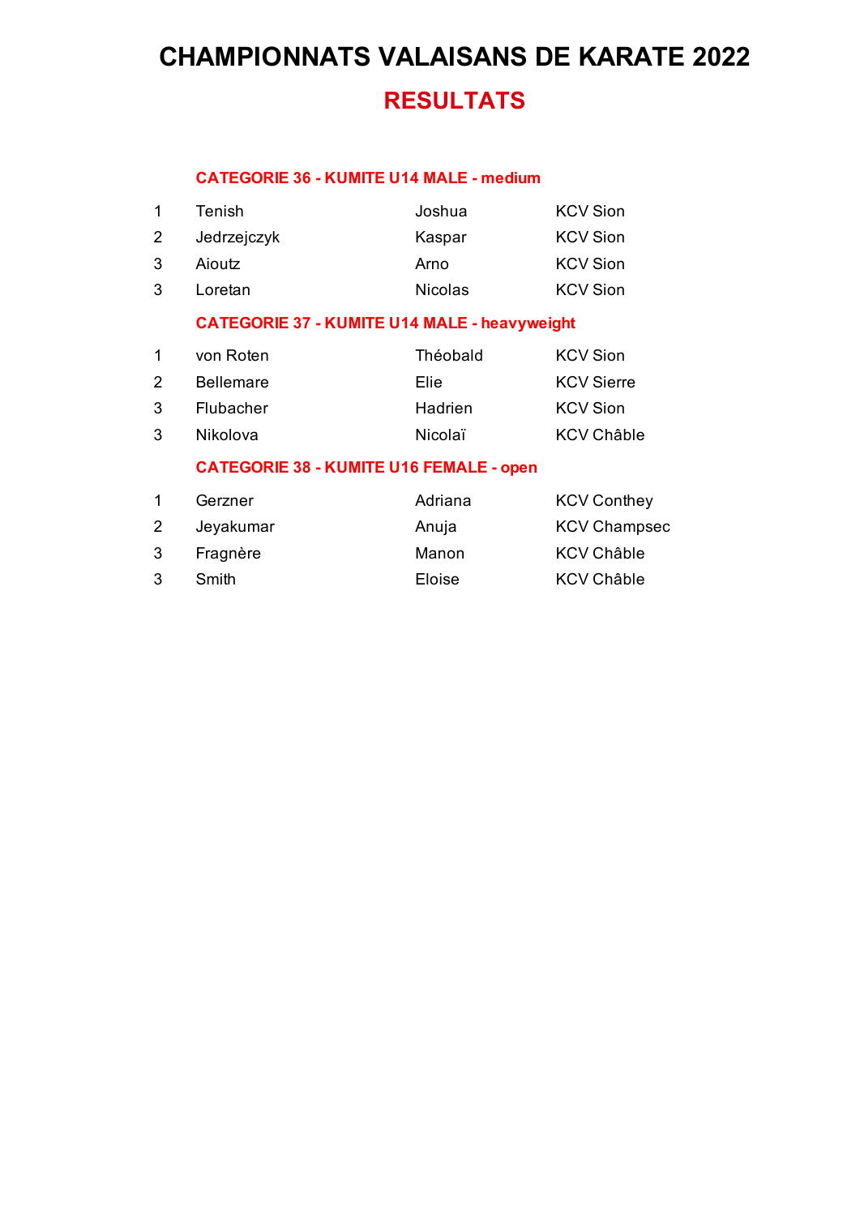# CHAMPIONNATS VALAISANS DE KARATE 2022

## RESULTATS

### CATEGORIE 36 - KUMITE U14 MALE - medium

| | | | |
|---|---|---|---|
| 1 | Tenish | Joshua | KCV Sion |
| 2 | Jedrzejczyk | Kaspar | KCV Sion |
| 3 | Aioutz | Arno | KCV Sion |
| 3 | Loretan | Nicolas | KCV Sion |

### CATEGORIE 37 - KUMITE U14 MALE - heavyweight

| | | | |
|---|---|---|---|
| 1 | von Roten | Théobald | KCV Sion |
| 2 | Bellemare | Elie | KCV Sierre |
| 3 | Flubacher | Hadrien | KCV Sion |
| 3 | Nikolova | Nicolaï | KCV Châble |

### CATEGORIE 38 - KUMITE U16 FEMALE - open

| | | | |
|---|---|---|---|
| 1 | Gerzner | Adriana | KCV Conthey |
| 2 | Jeyakumar | Anuja | KCV Champsec |
| 3 | Fragnère | Manon | KCV Châble |
| 3 | Smith | Eloise | KCV Châble |